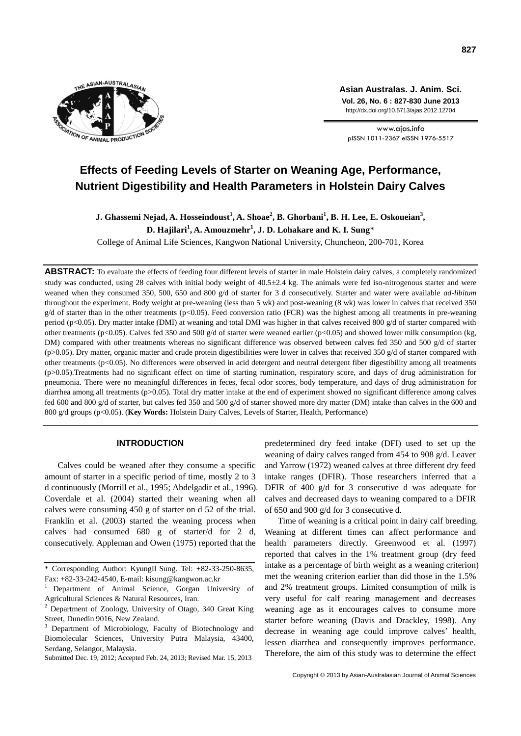# Effects of Feeding Levels of Starter on Weaning Age, Performance, Nutrient Digestibility and Health Parameters in Holstein Dairy Calves

**J. Ghassemi Nejad, A. Hosseindoust[1], A. Shoae[2], B. Ghorbani[1], B. H. Lee, E. Oskoueian[3], D. Hajilari[1], A. Amouzmehr[1], J. D. Lohakare and K. I. Sung***

College of Animal Life Sciences, Kangwon National University, Chuncheon, 200-701, Korea

**ABSTRACT:** To evaluate the effects of feeding four different levels of starter in male Holstein dairy calves, a completely randomized study was conducted, using 28 calves with initial body weight of 40.5±2.4 kg. The animals were fed iso-nitrogenous starter and were weaned when they consumed 350, 500, 650 and 800 g/d of starter for 3 d consecutively. Starter and water were available *ad-libitum* throughout the experiment. Body weight at pre-weaning (less than 5 wk) and post-weaning (8 wk) was lower in calves that received 350 g/d of starter than in the other treatments ($p<0.05$). Feed conversion ratio (FCR) was the highest among all treatments in pre-weaning period ($p<0.05$). Dry matter intake (DMI) at weaning and total DMI was higher in that calves received 800 g/d of starter compared with other treatments ($p<0.05$). Calves fed 350 and 500 g/d of starter were weaned earlier ($p<0.05$) and showed lower milk consumption (kg, DM) compared with other treatments whereas no significant difference was observed between calves fed 350 and 500 g/d of starter ($p>0.05$). Dry matter, organic matter and crude protein digestibilities were lower in calves that received 350 g/d of starter compared with other treatments ($p<0.05$). No differences were observed in acid detergent and neutral detergent fiber digestibility among all treatments ($p>0.05$).Treatments had no significant effect on time of starting rumination, respiratory score, and days of drug administration for pneumonia. There were no meaningful differences in feces, fecal odor scores, body temperature, and days of drug administration for diarrhea among all treatments ($p>0.05$). Total dry matter intake at the end of experiment showed no significant difference among calves fed 600 and 800 g/d of starter, but calves fed 350 and 500 g/d of starter showed more dry matter (DM) intake than calves in the 600 and 800 g/d groups ($p<0.05$). (**Key Words:** Holstein Dairy Calves, Levels of Starter, Health, Performance)

## INTRODUCTION

Calves could be weaned after they consume a specific amount of starter in a specific period of time, mostly 2 to 3 d continuously (Morrill et al., 1995; Abdelgadir et al., 1996). Coverdale et al. (2004) started their weaning when all calves were consuming 450 g of starter on d 52 of the trial. Franklin et al. (2003) started the weaning process when calves had consumed 680 g of starter/d for 2 d, consecutively. Appleman and Owen (1975) reported that the predetermined dry feed intake (DFI) used to set up the weaning of dairy calves ranged from 454 to 908 g/d. Leaver and Yarrow (1972) weaned calves at three different dry feed intake ranges (DFIR). Those researchers inferred that a DFIR of 400 g/d for 3 consecutive d was adequate for calves and decreased days to weaning compared to a DFIR of 650 and 900 g/d for 3 consecutive d.

Time of weaning is a critical point in dairy calf breeding. Weaning at different times can affect performance and health parameters directly. Greenwood et al. (1997) reported that calves in the 1% treatment group (dry feed intake as a percentage of birth weight as a weaning criterion) met the weaning criterion earlier than did those in the 1.5% and 2% treatment groups. Limited consumption of milk is very useful for calf rearing management and decreases weaning age as it encourages calves to consume more starter before weaning (Davis and Drackley, 1998). Any decrease in weaning age could improve calves' health, lessen diarrhea and consequently improves performance. Therefore, the aim of this study was to determine the effect

---

* Corresponding Author: KyungIl Sung. Tel: +82-33-250-8635, Fax: +82-33-242-4540, E-mail: kisung@kangwon.ac.kr

[1] Department of Animal Science, Gorgan University of Agricultural Sciences & Natural Resources, Iran.

[2] Department of Zoology, University of Otago, 340 Great King Street, Dunedin 9016, New Zealand.

[3] Department of Microbiology, Faculty of Biotechnology and Biomolecular Sciences, University Putra Malaysia, 43400, Serdang, Selangor, Malaysia.

Submitted Dec. 19, 2012; Accepted Feb. 24, 2013; Revised Mar. 15, 2013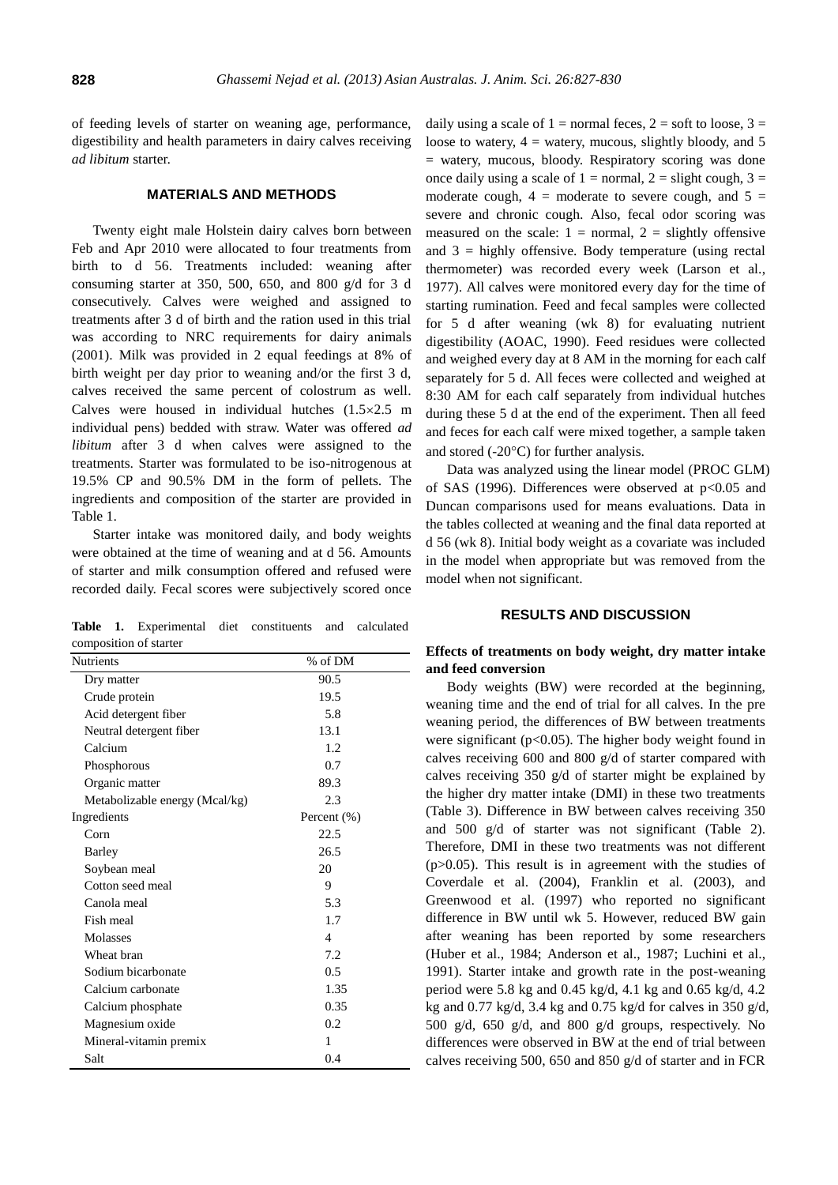of feeding levels of starter on weaning age, performance, digestibility and health parameters in dairy calves receiving *ad libitum* starter.

## MATERIALS AND METHODS

Twenty eight male Holstein dairy calves born between Feb and Apr 2010 were allocated to four treatments from birth to d 56. Treatments included: weaning after consuming starter at 350, 500, 650, and 800 g/d for 3 d consecutively. Calves were weighed and assigned to treatments after 3 d of birth and the ration used in this trial was according to NRC requirements for dairy animals (2001). Milk was provided in 2 equal feedings at 8% of birth weight per day prior to weaning and/or the first 3 d, calves received the same percent of colostrum as well. Calves were housed in individual hutches (1.5×2.5 m individual pens) bedded with straw. Water was offered *ad libitum* after 3 d when calves were assigned to the treatments. Starter was formulated to be iso-nitrogenous at 19.5% CP and 90.5% DM in the form of pellets. The ingredients and composition of the starter are provided in Table 1.

Starter intake was monitored daily, and body weights were obtained at the time of weaning and at d 56. Amounts of starter and milk consumption offered and refused were recorded daily. Fecal scores were subjectively scored once daily using a scale of 1 = normal feces, 2 = soft to loose, 3 = loose to watery, 4 = watery, mucous, slightly bloody, and 5 = watery, mucous, bloody. Respiratory scoring was done once daily using a scale of 1 = normal, 2 = slight cough, 3 = moderate cough, 4 = moderate to severe cough, and 5 = severe and chronic cough. Also, fecal odor scoring was measured on the scale: 1 = normal, 2 = slightly offensive and 3 = highly offensive. Body temperature (using rectal thermometer) was recorded every week (Larson et al., 1977). All calves were monitored every day for the time of starting rumination. Feed and fecal samples were collected for 5 d after weaning (wk 8) for evaluating nutrient digestibility (AOAC, 1990). Feed residues were collected and weighed every day at 8 AM in the morning for each calf separately for 5 d. All feces were collected and weighed at 8:30 AM for each calf separately from individual hutches during these 5 d at the end of the experiment. Then all feed and feces for each calf were mixed together, a sample taken and stored (-20°C) for further analysis.

Data was analyzed using the linear model (PROC GLM) of SAS (1996). Differences were observed at $p<0.05$ and Duncan comparisons used for means evaluations. Data in the tables collected at weaning and the final data reported at d 56 (wk 8). Initial body weight as a covariate was included in the model when appropriate but was removed from the model when not significant.

**Table 1.** Experimental diet constituents and calculated composition of starter

| Nutrients | % of DM |
|---|---|
| Dry matter | 90.5 |
| Crude protein | 19.5 |
| Acid detergent fiber | 5.8 |
| Neutral detergent fiber | 13.1 |
| Calcium | 1.2 |
| Phosphorous | 0.7 |
| Organic matter | 89.3 |
| Metabolizable energy (Mcal/kg) | 2.3 |
| Ingredients | Percent (%) |
| Corn | 22.5 |
| Barley | 26.5 |
| Soybean meal | 20 |
| Cotton seed meal | 9 |
| Canola meal | 5.3 |
| Fish meal | 1.7 |
| Molasses | 4 |
| Wheat bran | 7.2 |
| Sodium bicarbonate | 0.5 |
| Calcium carbonate | 1.35 |
| Calcium phosphate | 0.35 |
| Magnesium oxide | 0.2 |
| Mineral-vitamin premix | 1 |
| Salt | 0.4 |

## RESULTS AND DISCUSSION

### Effects of treatments on body weight, dry matter intake and feed conversion

Body weights (BW) were recorded at the beginning, weaning time and the end of trial for all calves. In the pre weaning period, the differences of BW between treatments were significant ($p<0.05$). The higher body weight found in calves receiving 600 and 800 g/d of starter compared with calves receiving 350 g/d of starter might be explained by the higher dry matter intake (DMI) in these two treatments (Table 3). Difference in BW between calves receiving 350 and 500 g/d of starter was not significant (Table 2). Therefore, DMI in these two treatments was not different ($p>0.05$). This result is in agreement with the studies of Coverdale et al. (2004), Franklin et al. (2003), and Greenwood et al. (1997) who reported no significant difference in BW until wk 5. However, reduced BW gain after weaning has been reported by some researchers (Huber et al., 1984; Anderson et al., 1987; Luchini et al., 1991). Starter intake and growth rate in the post-weaning period were 5.8 kg and 0.45 kg/d, 4.1 kg and 0.65 kg/d, 4.2 kg and 0.77 kg/d, 3.4 kg and 0.75 kg/d for calves in 350 g/d, 500 g/d, 650 g/d, and 800 g/d groups, respectively. No differences were observed in BW at the end of trial between calves receiving 500, 650 and 850 g/d of starter and in FCR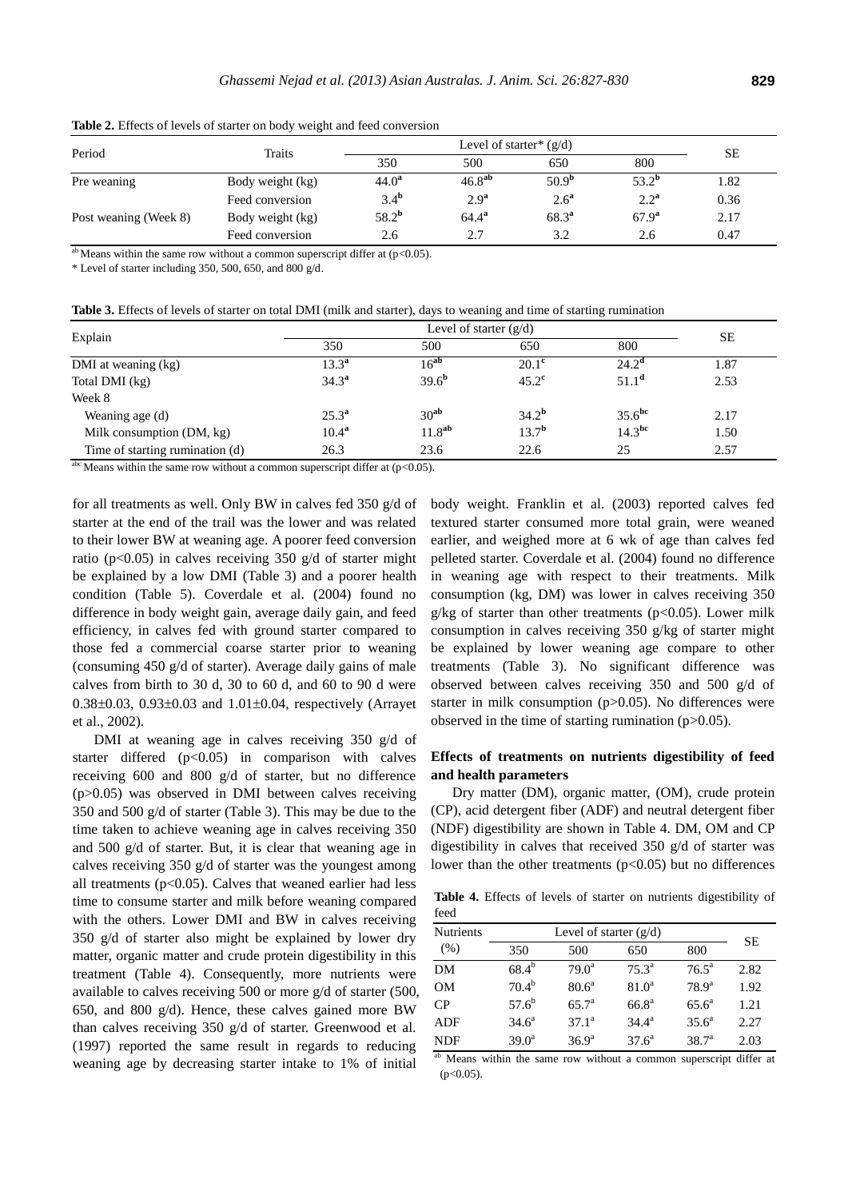**Table 2.** Effects of levels of starter on body weight and feed conversion

| Period | Traits | Level of starter* (g/d) | | | | SE |
|---|---|---|---|---|---|---|
| | | 350 | 500 | 650 | 800 | |
| Pre weaning | Body weight (kg) | 44.0[a] | 46.8[ab] | 50.9[b] | 53.2[b] | 1.82 |
| | Feed conversion | 3.4[b] | 2.9[a] | 2.6[a] | 2.2[a] | 0.36 |
| Post weaning (Week 8) | Body weight (kg) | 58.2[b] | 64.4[a] | 68.3[a] | 67.9[a] | 2.17 |
| | Feed conversion | 2.6 | 2.7 | 3.2 | 2.6 | 0.47 |

[ab] Means within the same row without a common superscript differ at ($p<0.05$).

\* Level of starter including 350, 500, 650, and 800 g/d.

**Table 3.** Effects of levels of starter on total DMI (milk and starter), days to weaning and time of starting rumination

| Explain | Level of starter (g/d) | | | | SE |
|---|---|---|---|---|---|
| | 350 | 500 | 650 | 800 | |
| DMI at weaning (kg) | 13.3[a] | 16[ab] | 20.1[c] | 24.2[d] | 1.87 |
| Total DMI (kg) | 34.3[a] | 39.6[b] | 45.2[c] | 51.1[d] | 2.53 |
| Week 8 | | | | | |
| Weaning age (d) | 25.3[a] | 30[ab] | 34.2[b] | 35.6[bc] | 2.17 |
| Milk consumption (DM, kg) | 10.4[a] | 11.8[ab] | 13.7[b] | 14.3[bc] | 1.50 |
| Time of starting rumination (d) | 26.3 | 23.6 | 22.6 | 25 | 2.57 |

[abc] Means within the same row without a common superscript differ at ($p<0.05$).

for all treatments as well. Only BW in calves fed 350 g/d of starter at the end of the trail was the lower and was related to their lower BW at weaning age. A poorer feed conversion ratio ($p<0.05$) in calves receiving 350 g/d of starter might be explained by a low DMI (Table 3) and a poorer health condition (Table 5). Coverdale et al. (2004) found no difference in body weight gain, average daily gain, and feed efficiency, in calves fed with ground starter compared to those fed a commercial coarse starter prior to weaning (consuming 450 g/d of starter). Average daily gains of male calves from birth to 30 d, 30 to 60 d, and 60 to 90 d were 0.38±0.03, 0.93±0.03 and 1.01±0.04, respectively (Arrayet et al., 2002).

DMI at weaning age in calves receiving 350 g/d of starter differed ($p<0.05$) in comparison with calves receiving 600 and 800 g/d of starter, but no difference ($p>0.05$) was observed in DMI between calves receiving 350 and 500 g/d of starter (Table 3). This may be due to the time taken to achieve weaning age in calves receiving 350 and 500 g/d of starter. But, it is clear that weaning age in calves receiving 350 g/d of starter was the youngest among all treatments ($p<0.05$). Calves that weaned earlier had less time to consume starter and milk before weaning compared with the others. Lower DMI and BW in calves receiving 350 g/d of starter also might be explained by lower dry matter, organic matter and crude protein digestibility in this treatment (Table 4). Consequently, more nutrients were available to calves receiving 500 or more g/d of starter (500, 650, and 800 g/d). Hence, these calves gained more BW than calves receiving 350 g/d of starter. Greenwood et al. (1997) reported the same result in regards to reducing weaning age by decreasing starter intake to 1% of initial body weight. Franklin et al. (2003) reported calves fed textured starter consumed more total grain, were weaned earlier, and weighed more at 6 wk of age than calves fed pelleted starter. Coverdale et al. (2004) found no difference in weaning age with respect to their treatments. Milk consumption (kg, DM) was lower in calves receiving 350 g/kg of starter than other treatments ($p<0.05$). Lower milk consumption in calves receiving 350 g/kg of starter might be explained by lower weaning age compare to other treatments (Table 3). No significant difference was observed between calves receiving 350 and 500 g/d of starter in milk consumption ($p>0.05$). No differences were observed in the time of starting rumination ($p>0.05$).

## Effects of treatments on nutrients digestibility of feed and health parameters

Dry matter (DM), organic matter, (OM), crude protein (CP), acid detergent fiber (ADF) and neutral detergent fiber (NDF) digestibility are shown in Table 4. DM, OM and CP digestibility in calves that received 350 g/d of starter was lower than the other treatments ($p<0.05$) but no differences

**Table 4.** Effects of levels of starter on nutrients digestibility of feed

| Nutrients (%) | Level of starter (g/d) | | | | SE |
|---|---|---|---|---|---|
| | 350 | 500 | 650 | 800 | |
| DM | 68.4[b] | 79.0[a] | 75.3[a] | 76.5[a] | 2.82 |
| OM | 70.4[b] | 80.6[a] | 81.0[a] | 78.9[a] | 1.92 |
| CP | 57.6[b] | 65.7[a] | 66.8[a] | 65.6[a] | 1.21 |
| ADF | 34.6[a] | 37.1[a] | 34.4[a] | 35.6[a] | 2.27 |
| NDF | 39.0[a] | 36.9[a] | 37.6[a] | 38.7[a] | 2.03 |

[ab] Means within the same row without a common superscript differ at ($p<0.05$).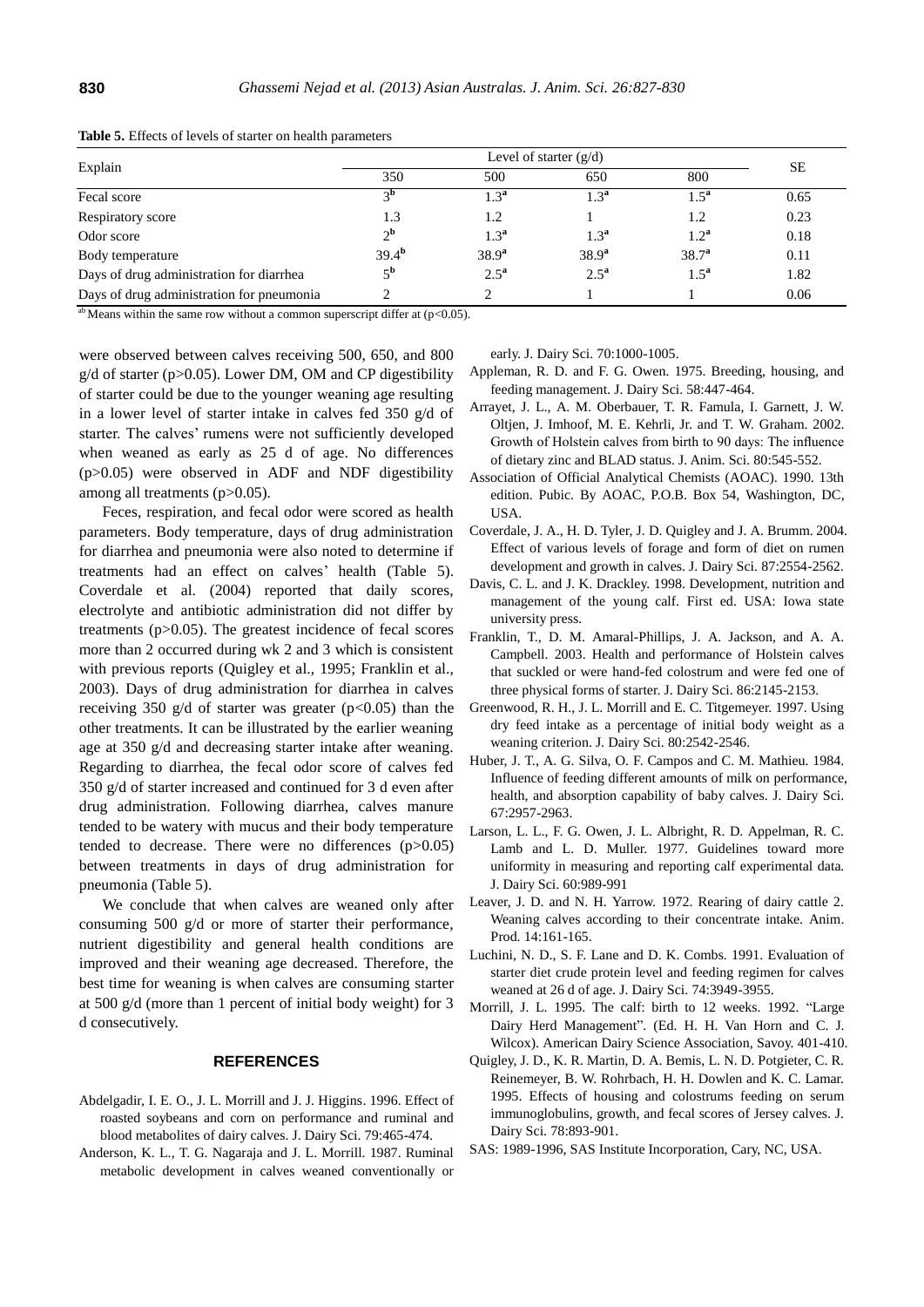**Table 5.** Effects of levels of starter on health parameters

| Explain | Level of starter (g/d) | | | | SE |
|---|---|---|---|---|---|
| | 350 | 500 | 650 | 800 | |
| Fecal score | 3[b] | 1.3[a] | 1.3[a] | 1.5[a] | 0.65 |
| Respiratory score | 1.3 | 1.2 | 1 | 1.2 | 0.23 |
| Odor score | 2[b] | 1.3[a] | 1.3[a] | 1.2[a] | 0.18 |
| Body temperature | 39.4[b] | 38.9[a] | 38.9[a] | 38.7[a] | 0.11 |
| Days of drug administration for diarrhea | 5[b] | 2.5[a] | 2.5[a] | 1.5[a] | 1.82 |
| Days of drug administration for pneumonia | 2 | 2 | 1 | 1 | 0.06 |

[ab] Means within the same row without a common superscript differ at ($p<0.05$).

were observed between calves receiving 500, 650, and 800 g/d of starter ($p>0.05$). Lower DM, OM and CP digestibility of starter could be due to the younger weaning age resulting in a lower level of starter intake in calves fed 350 g/d of starter. The calves' rumens were not sufficiently developed when weaned as early as 25 d of age. No differences ($p>0.05$) were observed in ADF and NDF digestibility among all treatments ($p>0.05$).

Feces, respiration, and fecal odor were scored as health parameters. Body temperature, days of drug administration for diarrhea and pneumonia were also noted to determine if treatments had an effect on calves' health (Table 5). Coverdale et al. (2004) reported that daily scores, electrolyte and antibiotic administration did not differ by treatments ($p>0.05$). The greatest incidence of fecal scores more than 2 occurred during wk 2 and 3 which is consistent with previous reports (Quigley et al., 1995; Franklin et al., 2003). Days of drug administration for diarrhea in calves receiving 350 g/d of starter was greater ($p<0.05$) than the other treatments. It can be illustrated by the earlier weaning age at 350 g/d and decreasing starter intake after weaning. Regarding to diarrhea, the fecal odor score of calves fed 350 g/d of starter increased and continued for 3 d even after drug administration. Following diarrhea, calves manure tended to be watery with mucus and their body temperature tended to decrease. There were no differences ($p>0.05$) between treatments in days of drug administration for pneumonia (Table 5).

We conclude that when calves are weaned only after consuming 500 g/d or more of starter their performance, nutrient digestibility and general health conditions are improved and their weaning age decreased. Therefore, the best time for weaning is when calves are consuming starter at 500 g/d (more than 1 percent of initial body weight) for 3 d consecutively.

## REFERENCES

Abdelgadir, I. E. O., J. L. Morrill and J. J. Higgins. 1996. Effect of roasted soybeans and corn on performance and ruminal and blood metabolites of dairy calves. J. Dairy Sci. 79:465-474.

Anderson, K. L., T. G. Nagaraja and J. L. Morrill. 1987. Ruminal metabolic development in calves weaned conventionally or early. J. Dairy Sci. 70:1000-1005.

Appleman, R. D. and F. G. Owen. 1975. Breeding, housing, and feeding management. J. Dairy Sci. 58:447-464.

Arrayet, J. L., A. M. Oberbauer, T. R. Famula, I. Garnett, J. W. Oltjen, J. Imhoof, M. E. Kehrli, Jr. and T. W. Graham. 2002. Growth of Holstein calves from birth to 90 days: The influence of dietary zinc and BLAD status. J. Anim. Sci. 80:545-552.

Association of Official Analytical Chemists (AOAC). 1990. 13th edition. Pubic. By AOAC, P.O.B. Box 54, Washington, DC, USA.

Coverdale, J. A., H. D. Tyler, J. D. Quigley and J. A. Brumm. 2004. Effect of various levels of forage and form of diet on rumen development and growth in calves. J. Dairy Sci. 87:2554-2562.

Davis, C. L. and J. K. Drackley. 1998. Development, nutrition and management of the young calf. First ed. USA: Iowa state university press.

Franklin, T., D. M. Amaral-Phillips, J. A. Jackson, and A. A. Campbell. 2003. Health and performance of Holstein calves that suckled or were hand-fed colostrum and were fed one of three physical forms of starter. J. Dairy Sci. 86:2145-2153.

Greenwood, R. H., J. L. Morrill and E. C. Titgemeyer. 1997. Using dry feed intake as a percentage of initial body weight as a weaning criterion. J. Dairy Sci. 80:2542-2546.

Huber, J. T., A. G. Silva, O. F. Campos and C. M. Mathieu. 1984. Influence of feeding different amounts of milk on performance, health, and absorption capability of baby calves. J. Dairy Sci. 67:2957-2963.

Larson, L. L., F. G. Owen, J. L. Albright, R. D. Appelman, R. C. Lamb and L. D. Muller. 1977. Guidelines toward more uniformity in measuring and reporting calf experimental data. J. Dairy Sci. 60:989-991

Leaver, J. D. and N. H. Yarrow. 1972. Rearing of dairy cattle 2. Weaning calves according to their concentrate intake. Anim. Prod. 14:161-165.

Luchini, N. D., S. F. Lane and D. K. Combs. 1991. Evaluation of starter diet crude protein level and feeding regimen for calves weaned at 26 d of age. J. Dairy Sci. 74:3949-3955.

Morrill, J. L. 1995. The calf: birth to 12 weeks. 1992. "Large Dairy Herd Management". (Ed. H. H. Van Horn and C. J. Wilcox). American Dairy Science Association, Savoy. 401-410.

Quigley, J. D., K. R. Martin, D. A. Bemis, L. N. D. Potgieter, C. R. Reinemeyer, B. W. Rohrbach, H. H. Dowlen and K. C. Lamar. 1995. Effects of housing and colostrums feeding on serum immunoglobulins, growth, and fecal scores of Jersey calves. J. Dairy Sci. 78:893-901.

SAS: 1989-1996, SAS Institute Incorporation, Cary, NC, USA.